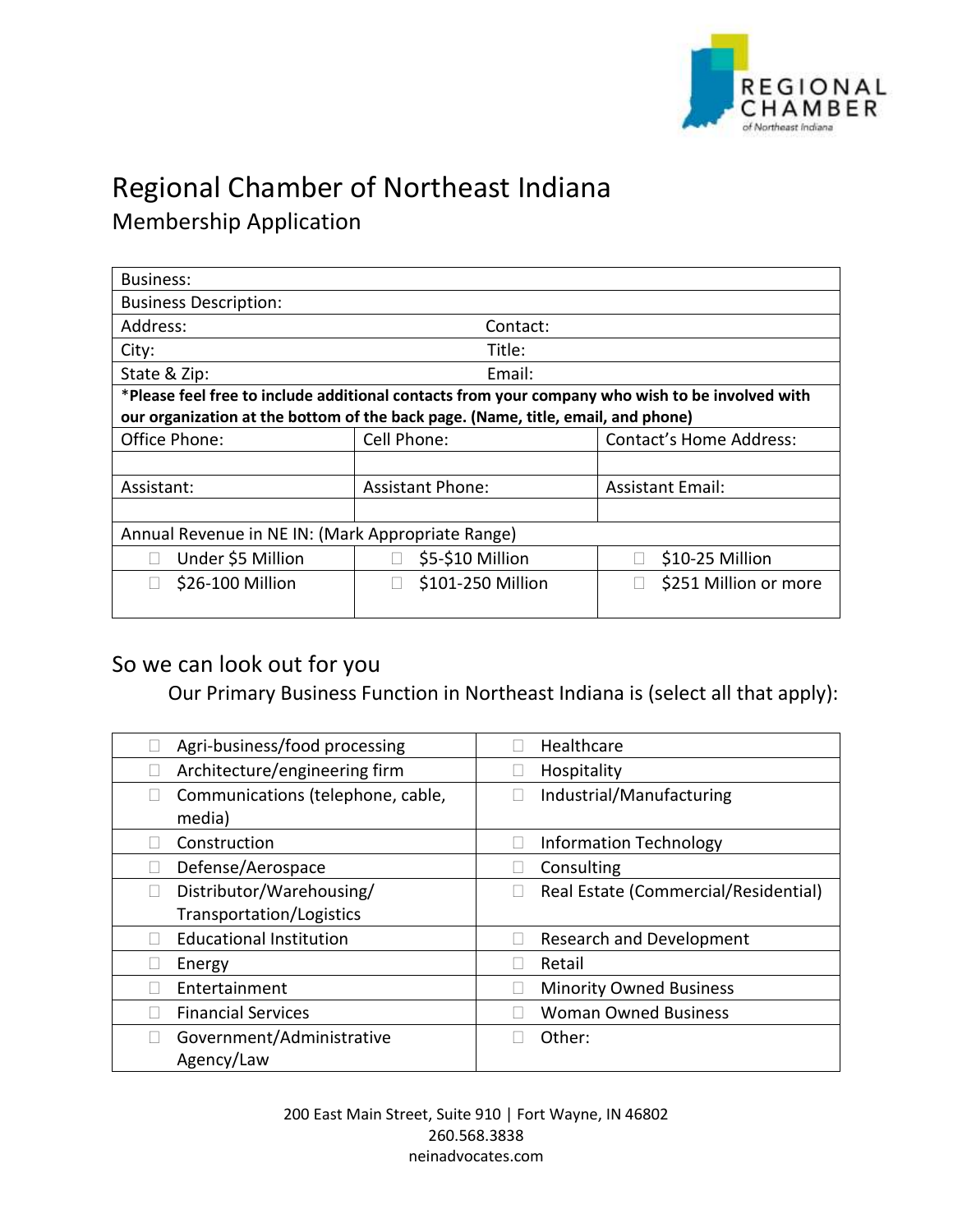# Regional Chamber of Northeast Indiana

## Membership Application

| Business: | | |
|---|---|---|
| Business Description: | | |
| Address: | Contact: | |
| City: | Title: | |
| State & Zip: | Email: | |
| ***Please feel free to include additional contacts from your company who wish to be involved with our organization at the bottom of the back page. (Name, title, email, and phone)** | | |
| Office Phone: | Cell Phone: | Contact's Home Address: |
| | | |
| Assistant: | Assistant Phone: | Assistant Email: |
| | | |
| Annual Revenue in NE IN: (Mark Appropriate Range) | | |
| ☐ Under $5 Million | ☐ $5-$10 Million | ☐ $10-25 Million |
| ☐ $26-100 Million | ☐ $101-250 Million | ☐ $251 Million or more |

## So we can look out for you

Our Primary Business Function in Northeast Indiana is (select all that apply):

| | |
|---|---|
| ☐ Agri-business/food processing | ☐ Healthcare |
| ☐ Architecture/engineering firm | ☐ Hospitality |
| ☐ Communications (telephone, cable, media) | ☐ Industrial/Manufacturing |
| ☐ Construction | ☐ Information Technology |
| ☐ Defense/Aerospace | ☐ Consulting |
| ☐ Distributor/Warehousing/ Transportation/Logistics | ☐ Real Estate (Commercial/Residential) |
| ☐ Educational Institution | ☐ Research and Development |
| ☐ Energy | ☐ Retail |
| ☐ Entertainment | ☐ Minority Owned Business |
| ☐ Financial Services | ☐ Woman Owned Business |
| ☐ Government/Administrative Agency/Law | ☐ Other: |

200 East Main Street, Suite 910 | Fort Wayne, IN 46802
260.568.3838
neinadvocates.com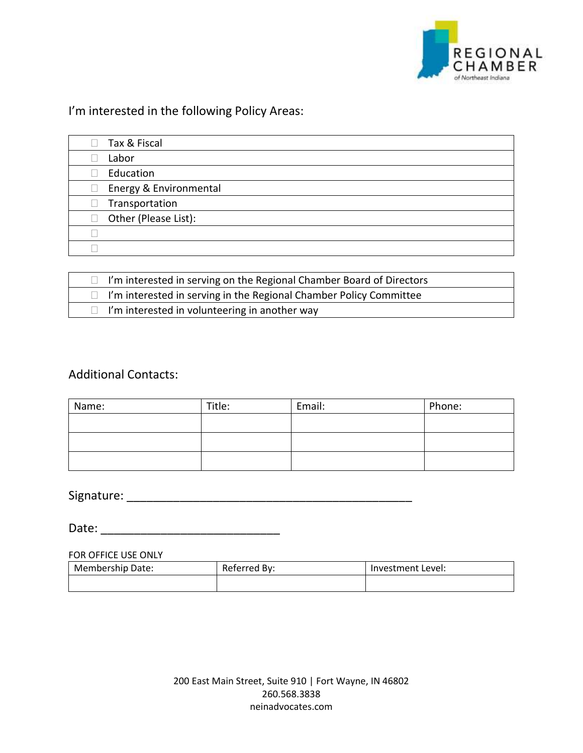I'm interested in the following Policy Areas:

| | |
|---|---|
| ☐ | Tax & Fiscal |
| ☐ | Labor |
| ☐ | Education |
| ☐ | Energy & Environmental |
| ☐ | Transportation |
| ☐ | Other (Please List): |
| ☐ | |
| ☐ | |

| | |
|---|---|
| ☐ | I'm interested in serving on the Regional Chamber Board of Directors |
| ☐ | I'm interested in serving in the Regional Chamber Policy Committee |
| ☐ | I'm interested in volunteering in another way |

Additional Contacts:

| Name: | Title: | Email: | Phone: |
|---|---|---|---|
| | | | |
| | | | |
| | | | |

Signature: ___________________________________________

Date: ___________________________

FOR OFFICE USE ONLY

| Membership Date: | Referred By: | Investment Level: |
|---|---|---|
| | | |

200 East Main Street, Suite 910 | Fort Wayne, IN 46802
260.568.3838
neinadvocates.com